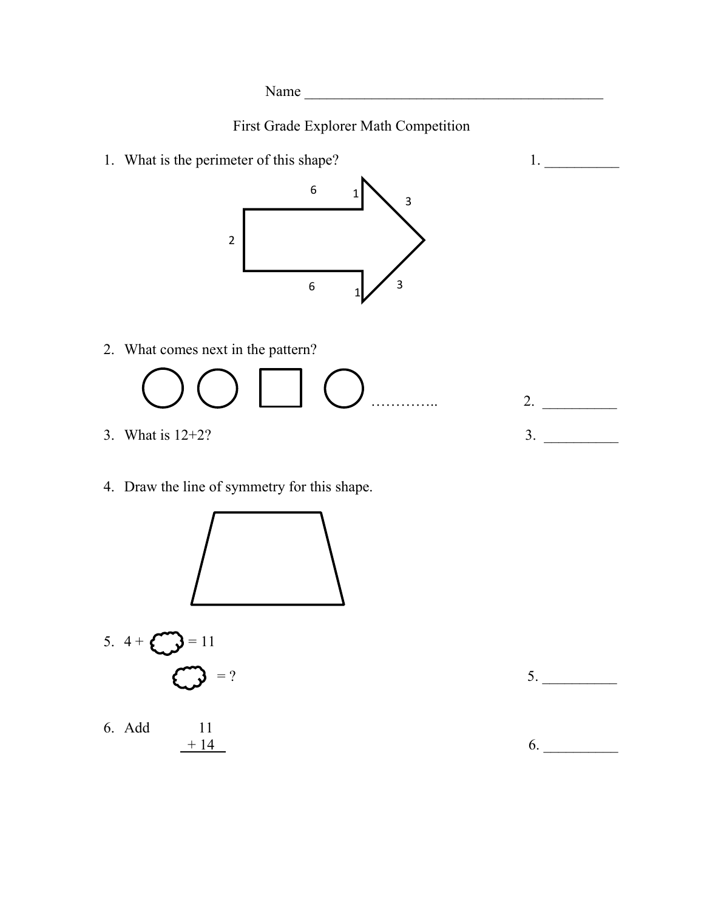Name ________________________________________

First Grade Explorer Math Competition

1. What is the perimeter of this shape? 1. __________

   6 1 3

   2

   6 1 3

2. What comes next in the pattern?

   ○ ○ □ ○ ………….. 2. __________

3. What is 12+2? 3. __________

4. Draw the line of symmetry for this shape.

5. 4 + ☁ = 11

   ☁ = ? 5. __________

6. Add

   $$\begin{array}{r} 11 \\ +\ 14 \\ \hline \end{array}$$

   6. __________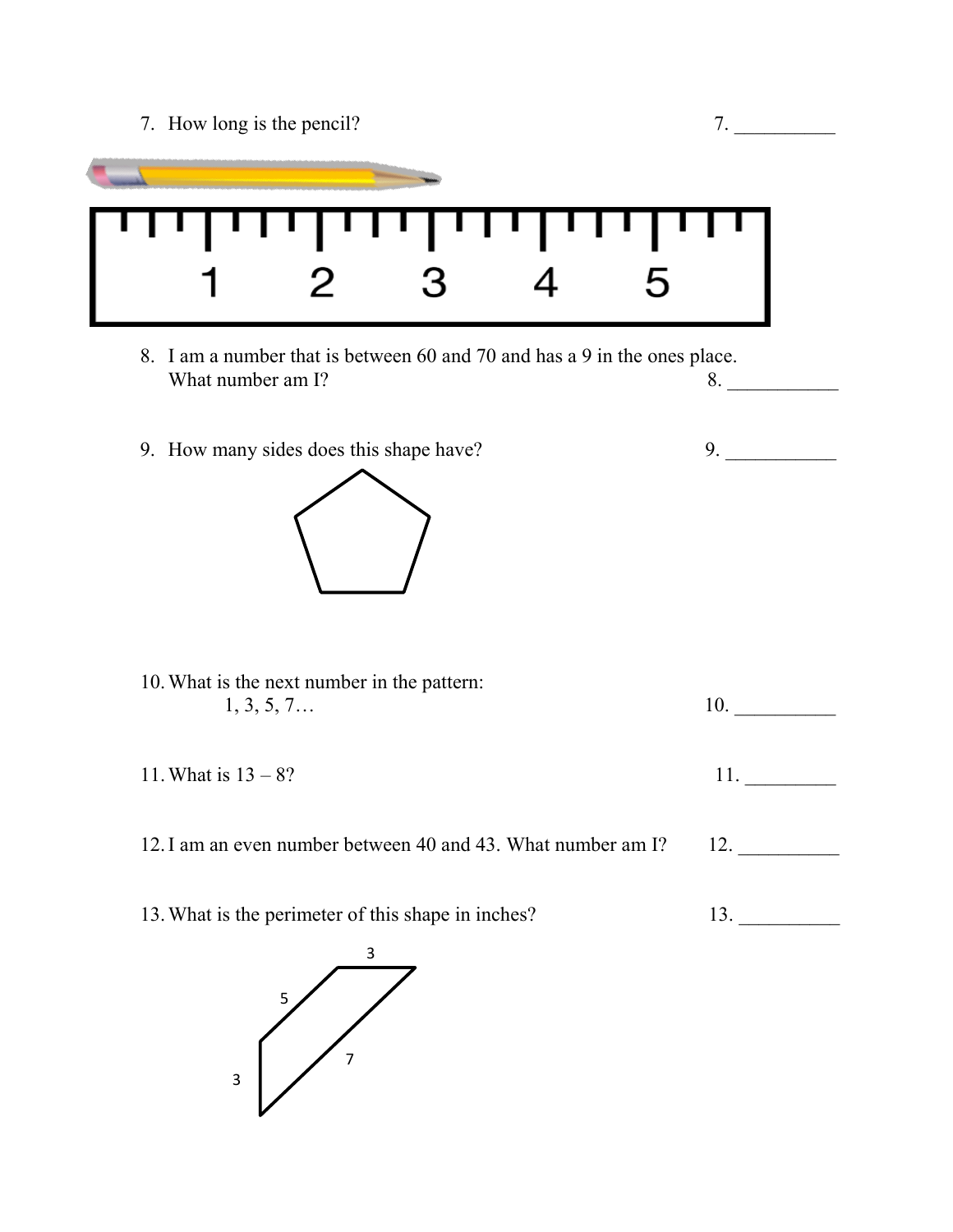7. How long is the pencil? 7. __________

8. I am a number that is between 60 and 70 and has a 9 in the ones place. What number am I? 8. ___________

9. How many sides does this shape have? 9. ___________

10. What is the next number in the pattern:
    1, 3, 5, 7… 10. __________

11. What is 13 – 8? 11. _________

12. I am an even number between 40 and 43. What number am I? 12. __________

13. What is the perimeter of this shape in inches? 13. __________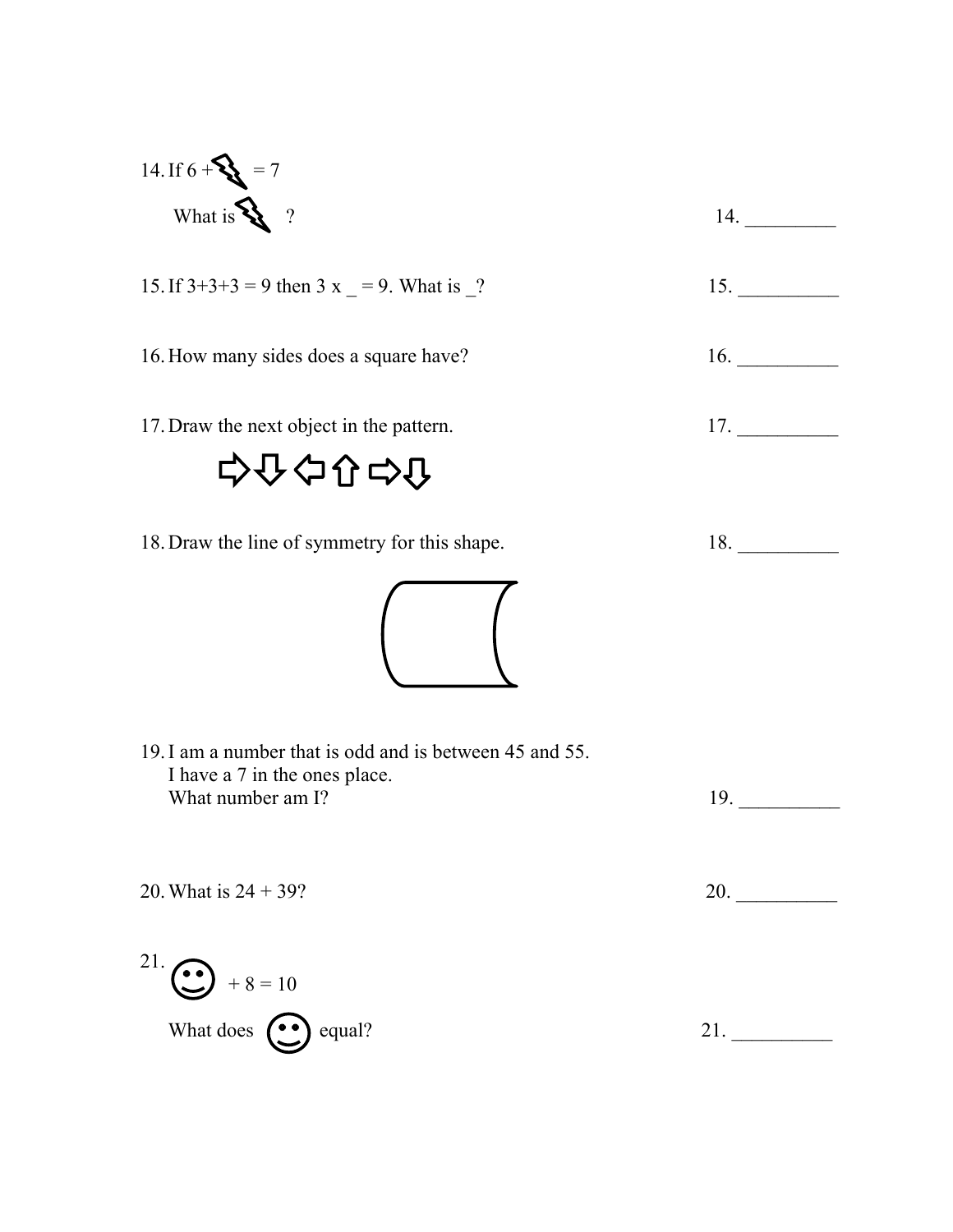14. If 6 + ⚡ = 7

    What is ⚡ ?

    14. _________

15. If 3+3+3 = 9 then 3 x _ = 9. What is _?

    15. __________

16. How many sides does a square have?

    16. __________

17. Draw the next object in the pattern.

    ⇨ ⇩ ⇦ ⇧ ⇨ ⇩

    17. __________

18. Draw the line of symmetry for this shape.

    18. __________

19. I am a number that is odd and is between 45 and 55.
    I have a 7 in the ones place.
    What number am I?

    19. __________

20. What is 24 + 39?

    20. __________

21. ☺ + 8 = 10

    What does ☺ equal?

    21. __________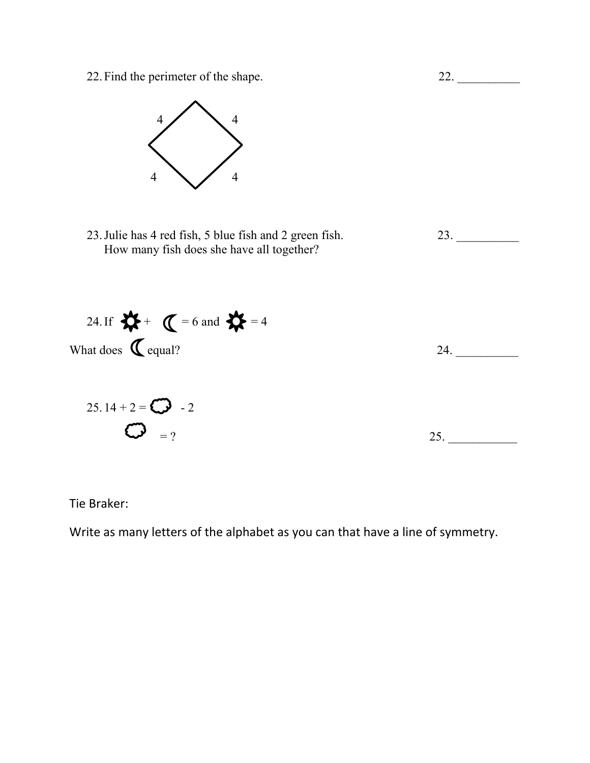22. Find the perimeter of the shape. 22. __________

4 4

4 4

23. Julie has 4 red fish, 5 blue fish and 2 green fish. 23. __________
    How many fish does she have all together?

24. If ✿ + ☾ = 6 and ✿ = 4

What does ☾ equal? 24. __________

25. 14 + 2 = ☁ - 2

☁ = ? 25. ___________

Tie Braker:

Write as many letters of the alphabet as you can that have a line of symmetry.